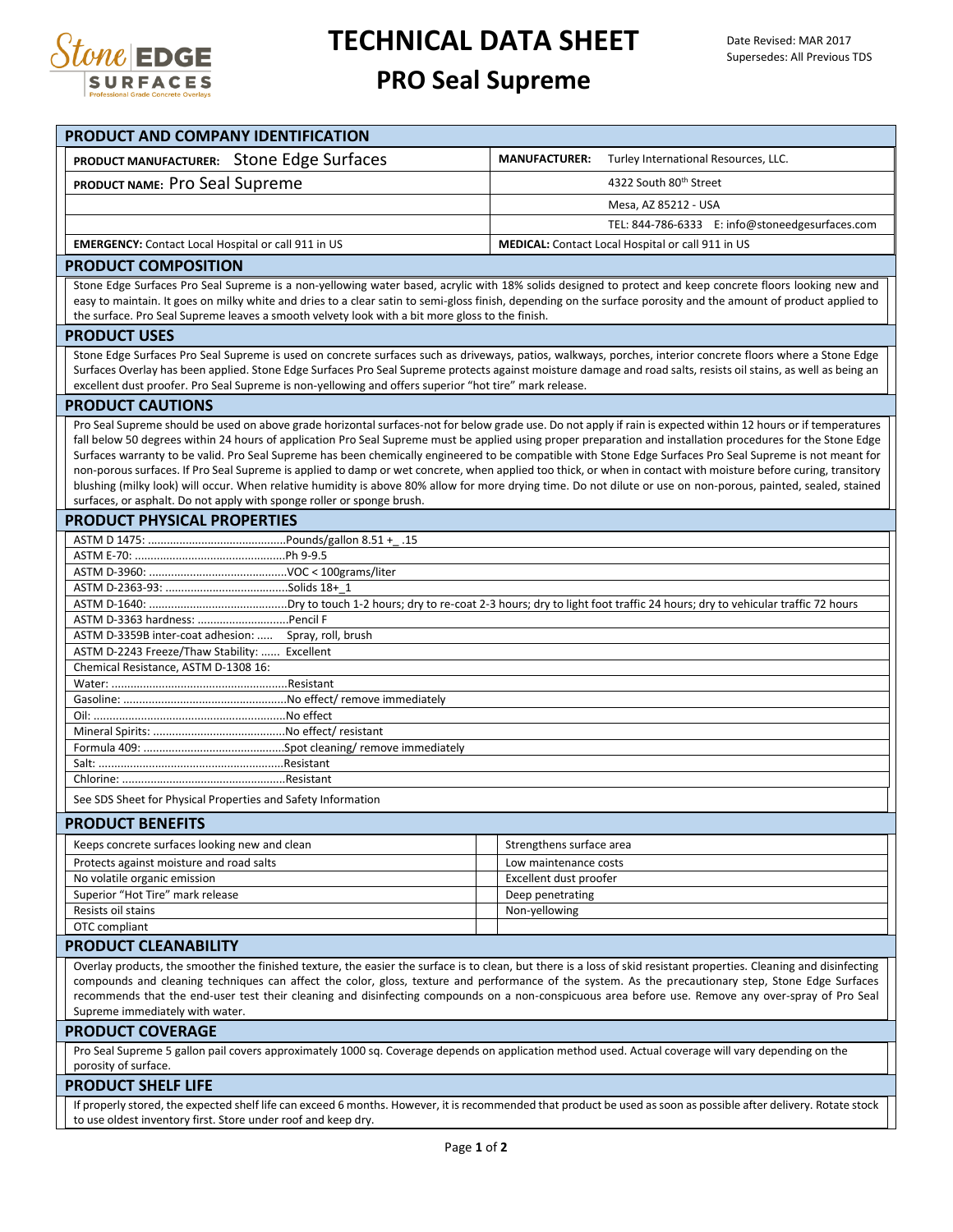# TECHNICAL DATA SHEET

## PRO Seal Supreme

Date Revised: MAR 2017
Supersedes: All Previous TDS

## PRODUCT AND COMPANY IDENTIFICATION

| | |
|---|---|
| **PRODUCT MANUFACTURER:** Stone Edge Surfaces | **MANUFACTURER:** Turley International Resources, LLC. |
| **PRODUCT NAME:** Pro Seal Supreme | 4322 South 80th Street |
| | Mesa, AZ 85212 - USA |
| | TEL: 844-786-6333 E: info@stoneedgesurfaces.com |
| **EMERGENCY:** Contact Local Hospital or call 911 in US | **MEDICAL:** Contact Local Hospital or call 911 in US |

## PRODUCT COMPOSITION

Stone Edge Surfaces Pro Seal Supreme is a non-yellowing water based, acrylic with 18% solids designed to protect and keep concrete floors looking new and easy to maintain. It goes on milky white and dries to a clear satin to semi-gloss finish, depending on the surface porosity and the amount of product applied to the surface. Pro Seal Supreme leaves a smooth velvety look with a bit more gloss to the finish.

## PRODUCT USES

Stone Edge Surfaces Pro Seal Supreme is used on concrete surfaces such as driveways, patios, walkways, porches, interior concrete floors where a Stone Edge Surfaces Overlay has been applied. Stone Edge Surfaces Pro Seal Supreme protects against moisture damage and road salts, resists oil stains, as well as being an excellent dust proofer. Pro Seal Supreme is non-yellowing and offers superior "hot tire" mark release.

## PRODUCT CAUTIONS

Pro Seal Supreme should be used on above grade horizontal surfaces-not for below grade use. Do not apply if rain is expected within 12 hours or if temperatures fall below 50 degrees within 24 hours of application Pro Seal Supreme must be applied using proper preparation and installation procedures for the Stone Edge Surfaces warranty to be valid. Pro Seal Supreme has been chemically engineered to be compatible with Stone Edge Surfaces Pro Seal Supreme is not meant for non-porous surfaces. If Pro Seal Supreme is applied to damp or wet concrete, when applied too thick, or when in contact with moisture before curing, transitory blushing (milky look) will occur. When relative humidity is above 80% allow for more drying time. Do not dilute or use on non-porous, painted, sealed, stained surfaces, or asphalt. Do not apply with sponge roller or sponge brush.

## PRODUCT PHYSICAL PROPERTIES

- ASTM D 1475: ............................................Pounds/gallon 8.51 +_ .15
- ASTM E-70: ................................................Ph 9-9.5
- ASTM D-3960: ............................................VOC < 100grams/liter
- ASTM D-2363-93: .......................................Solids 18+_1
- ASTM D-1640: ............................................Dry to touch 1-2 hours; dry to re-coat 2-3 hours; dry to light foot traffic 24 hours; dry to vehicular traffic 72 hours
- ASTM D-3363 hardness: .............................Pencil F
- ASTM D-3359B inter-coat adhesion: ..... Spray, roll, brush
- ASTM D-2243 Freeze/Thaw Stability: ...... Excellent
- Chemical Resistance, ASTM D-1308 16:
- Water: ........................................................Resistant
- Gasoline: ....................................................No effect/ remove immediately
- Oil: .............................................................No effect
- Mineral Spirits: ..........................................No effect/ resistant
- Formula 409: .............................................Spot cleaning/ remove immediately
- Salt: ............................................................Resistant
- Chlorine: ....................................................Resistant

See SDS Sheet for Physical Properties and Safety Information

## PRODUCT BENEFITS

| | |
|---|---|
| Keeps concrete surfaces looking new and clean | Strengthens surface area |
| Protects against moisture and road salts | Low maintenance costs |
| No volatile organic emission | Excellent dust proofer |
| Superior "Hot Tire" mark release | Deep penetrating |
| Resists oil stains | Non-yellowing |
| OTC compliant | |

## PRODUCT CLEANABILITY

Overlay products, the smoother the finished texture, the easier the surface is to clean, but there is a loss of skid resistant properties. Cleaning and disinfecting compounds and cleaning techniques can affect the color, gloss, texture and performance of the system. As the precautionary step, Stone Edge Surfaces recommends that the end-user test their cleaning and disinfecting compounds on a non-conspicuous area before use. Remove any over-spray of Pro Seal Supreme immediately with water.

## PRODUCT COVERAGE

Pro Seal Supreme 5 gallon pail covers approximately 1000 sq. Coverage depends on application method used. Actual coverage will vary depending on the porosity of surface.

## PRODUCT SHELF LIFE

If properly stored, the expected shelf life can exceed 6 months. However, it is recommended that product be used as soon as possible after delivery. Rotate stock to use oldest inventory first. Store under roof and keep dry.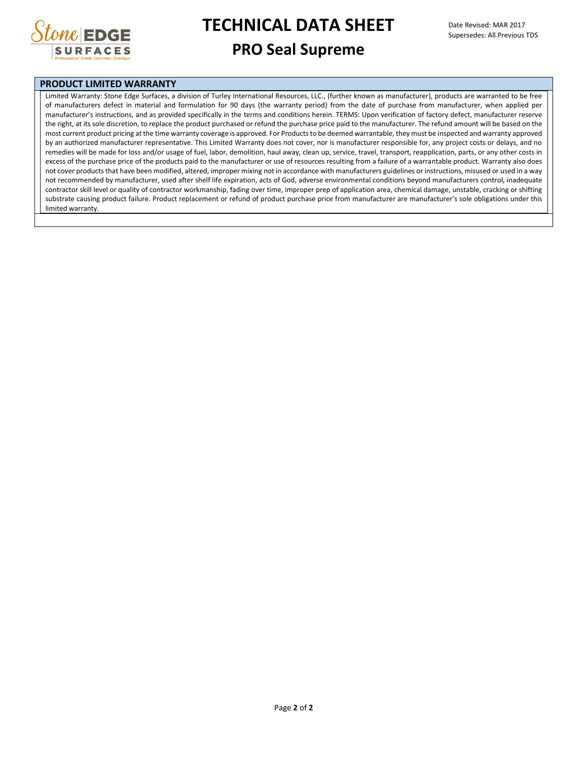## PRODUCT LIMITED WARRANTY

Limited Warranty: Stone Edge Surfaces, a division of Turley International Resources, LLC., (further known as manufacturer), products are warranted to be free of manufacturers defect in material and formulation for 90 days (the warranty period) from the date of purchase from manufacturer, when applied per manufacturer's instructions, and as provided specifically in the terms and conditions herein. TERMS: Upon verification of factory defect, manufacturer reserve the right, at its sole discretion, to replace the product purchased or refund the purchase price paid to the manufacturer. The refund amount will be based on the most current product pricing at the time warranty coverage is approved. For Products to be deemed warrantable, they must be inspected and warranty approved by an authorized manufacturer representative. This Limited Warranty does not cover, nor is manufacturer responsible for, any project costs or delays, and no remedies will be made for loss and/or usage of fuel, labor, demolition, haul away, clean up, service, travel, transport, reapplication, parts, or any other costs in excess of the purchase price of the products paid to the manufacturer or use of resources resulting from a failure of a warrantable product. Warranty also does not cover products that have been modified, altered, improper mixing not in accordance with manufacturers guidelines or instructions, misused or used in a way not recommended by manufacturer, used after shelf life expiration, acts of God, adverse environmental conditions beyond manufacturers control, inadequate contractor skill level or quality of contractor workmanship, fading over time, improper prep of application area, chemical damage, unstable, cracking or shifting substrate causing product failure. Product replacement or refund of product purchase price from manufacturer are manufacturer's sole obligations under this limited warranty.